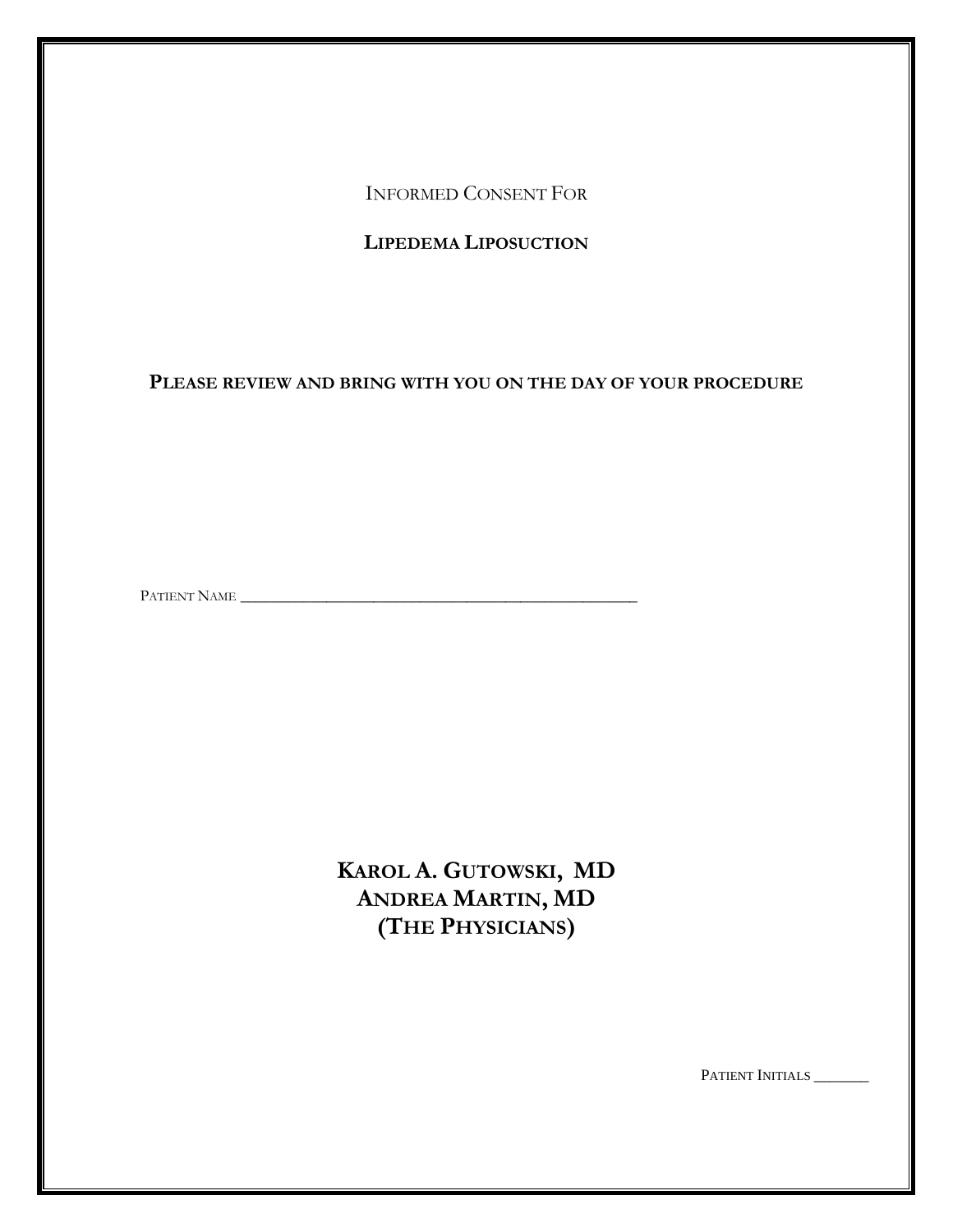INFORMED CONSENT FOR

# LIPEDEMA LIPOSUCTION

**PLEASE REVIEW AND BRING WITH YOU ON THE DAY OF YOUR PROCEDURE**

PATIENT NAME ___________________________________________

**KAROL A. GUTOWSKI, MD**
**ANDREA MARTIN, MD**
**(THE PHYSICIANS)**

PATIENT INITIALS _______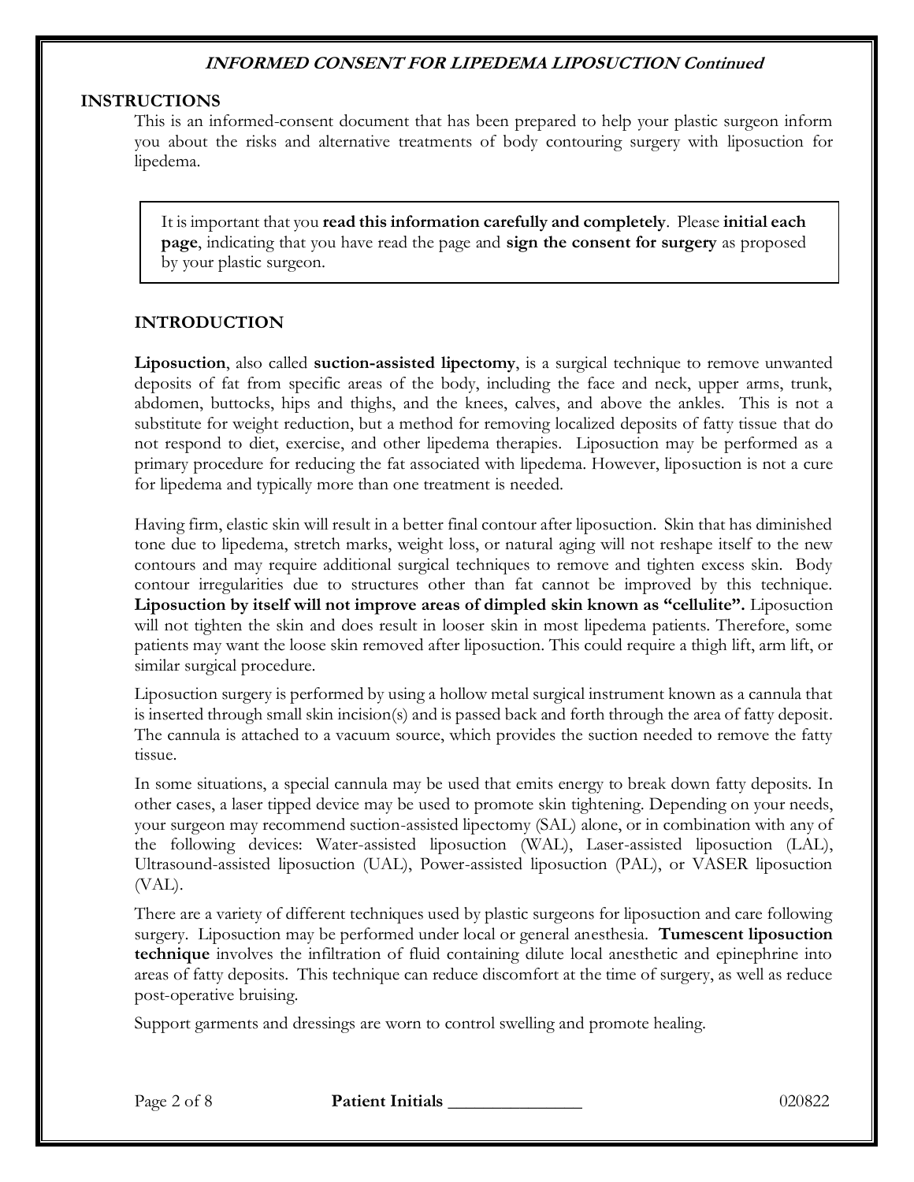## INSTRUCTIONS

This is an informed-consent document that has been prepared to help your plastic surgeon inform you about the risks and alternative treatments of body contouring surgery with liposuction for lipedema.

> It is important that you **read this information carefully and completely**. Please **initial each page**, indicating that you have read the page and **sign the consent for surgery** as proposed by your plastic surgeon.

## INTRODUCTION

**Liposuction**, also called **suction-assisted lipectomy**, is a surgical technique to remove unwanted deposits of fat from specific areas of the body, including the face and neck, upper arms, trunk, abdomen, buttocks, hips and thighs, and the knees, calves, and above the ankles. This is not a substitute for weight reduction, but a method for removing localized deposits of fatty tissue that do not respond to diet, exercise, and other lipedema therapies. Liposuction may be performed as a primary procedure for reducing the fat associated with lipedema. However, liposuction is not a cure for lipedema and typically more than one treatment is needed.

Having firm, elastic skin will result in a better final contour after liposuction. Skin that has diminished tone due to lipedema, stretch marks, weight loss, or natural aging will not reshape itself to the new contours and may require additional surgical techniques to remove and tighten excess skin. Body contour irregularities due to structures other than fat cannot be improved by this technique. **Liposuction by itself will not improve areas of dimpled skin known as "cellulite".** Liposuction will not tighten the skin and does result in looser skin in most lipedema patients. Therefore, some patients may want the loose skin removed after liposuction. This could require a thigh lift, arm lift, or similar surgical procedure.

Liposuction surgery is performed by using a hollow metal surgical instrument known as a cannula that is inserted through small skin incision(s) and is passed back and forth through the area of fatty deposit. The cannula is attached to a vacuum source, which provides the suction needed to remove the fatty tissue.

In some situations, a special cannula may be used that emits energy to break down fatty deposits. In other cases, a laser tipped device may be used to promote skin tightening. Depending on your needs, your surgeon may recommend suction-assisted lipectomy (SAL) alone, or in combination with any of the following devices: Water-assisted liposuction (WAL), Laser-assisted liposuction (LAL), Ultrasound-assisted liposuction (UAL), Power-assisted liposuction (PAL), or VASER liposuction (VAL).

There are a variety of different techniques used by plastic surgeons for liposuction and care following surgery. Liposuction may be performed under local or general anesthesia. **Tumescent liposuction technique** involves the infiltration of fluid containing dilute local anesthetic and epinephrine into areas of fatty deposits. This technique can reduce discomfort at the time of surgery, as well as reduce post-operative bruising.

Support garments and dressings are worn to control swelling and promote healing.

**Patient Initials** _______________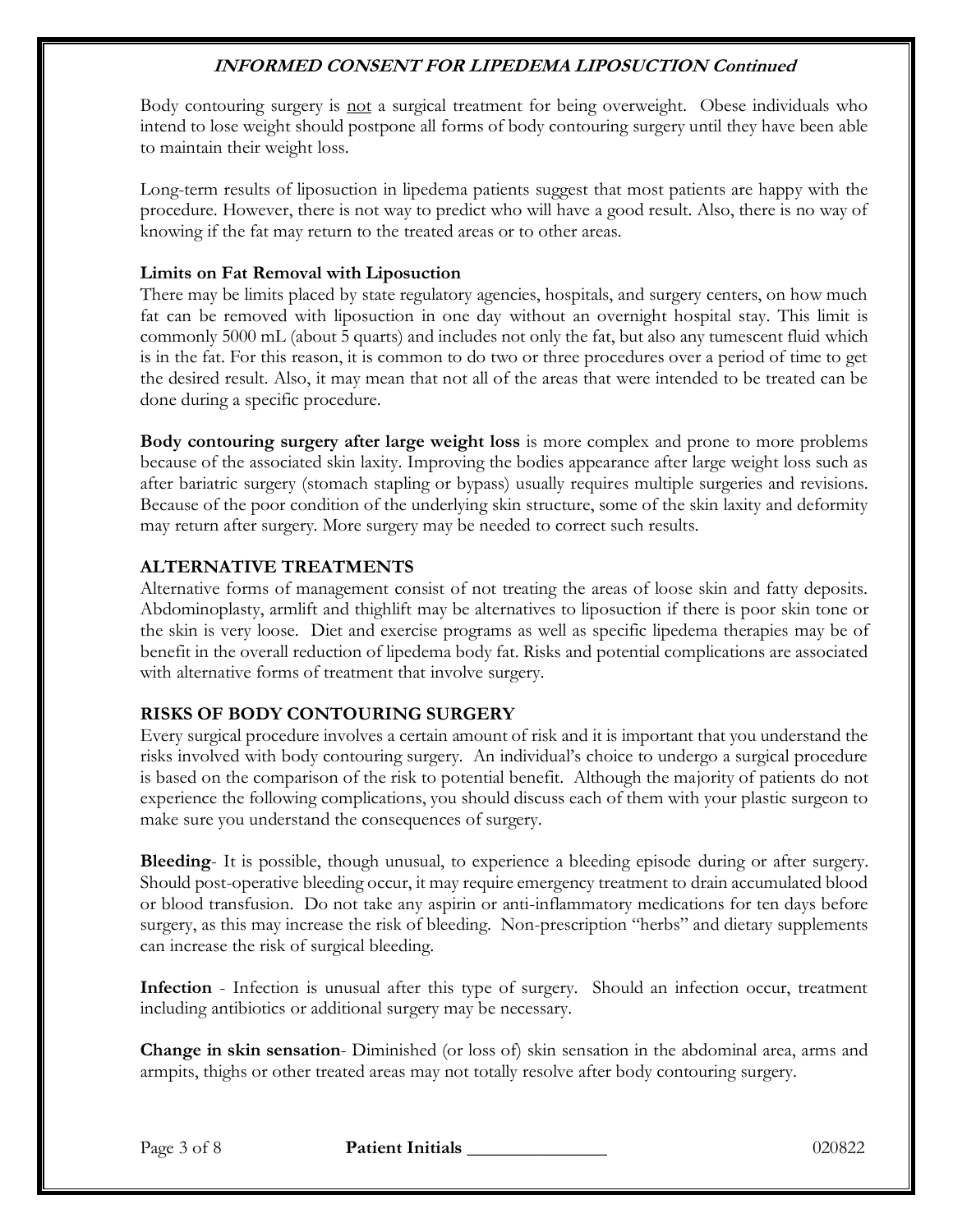Body contouring surgery is not a surgical treatment for being overweight. Obese individuals who intend to lose weight should postpone all forms of body contouring surgery until they have been able to maintain their weight loss.

Long-term results of liposuction in lipedema patients suggest that most patients are happy with the procedure. However, there is not way to predict who will have a good result. Also, there is no way of knowing if the fat may return to the treated areas or to other areas.

**Limits on Fat Removal with Liposuction**

There may be limits placed by state regulatory agencies, hospitals, and surgery centers, on how much fat can be removed with liposuction in one day without an overnight hospital stay. This limit is commonly 5000 mL (about 5 quarts) and includes not only the fat, but also any tumescent fluid which is in the fat. For this reason, it is common to do two or three procedures over a period of time to get the desired result. Also, it may mean that not all of the areas that were intended to be treated can be done during a specific procedure.

**Body contouring surgery after large weight loss** is more complex and prone to more problems because of the associated skin laxity. Improving the bodies appearance after large weight loss such as after bariatric surgery (stomach stapling or bypass) usually requires multiple surgeries and revisions. Because of the poor condition of the underlying skin structure, some of the skin laxity and deformity may return after surgery. More surgery may be needed to correct such results.

## ALTERNATIVE TREATMENTS

Alternative forms of management consist of not treating the areas of loose skin and fatty deposits. Abdominoplasty, armlift and thighlift may be alternatives to liposuction if there is poor skin tone or the skin is very loose. Diet and exercise programs as well as specific lipedema therapies may be of benefit in the overall reduction of lipedema body fat. Risks and potential complications are associated with alternative forms of treatment that involve surgery.

## RISKS OF BODY CONTOURING SURGERY

Every surgical procedure involves a certain amount of risk and it is important that you understand the risks involved with body contouring surgery. An individual's choice to undergo a surgical procedure is based on the comparison of the risk to potential benefit. Although the majority of patients do not experience the following complications, you should discuss each of them with your plastic surgeon to make sure you understand the consequences of surgery.

**Bleeding**- It is possible, though unusual, to experience a bleeding episode during or after surgery. Should post-operative bleeding occur, it may require emergency treatment to drain accumulated blood or blood transfusion. Do not take any aspirin or anti-inflammatory medications for ten days before surgery, as this may increase the risk of bleeding. Non-prescription "herbs" and dietary supplements can increase the risk of surgical bleeding.

**Infection** - Infection is unusual after this type of surgery. Should an infection occur, treatment including antibiotics or additional surgery may be necessary.

**Change in skin sensation**- Diminished (or loss of) skin sensation in the abdominal area, arms and armpits, thighs or other treated areas may not totally resolve after body contouring surgery.

**Patient Initials** _______________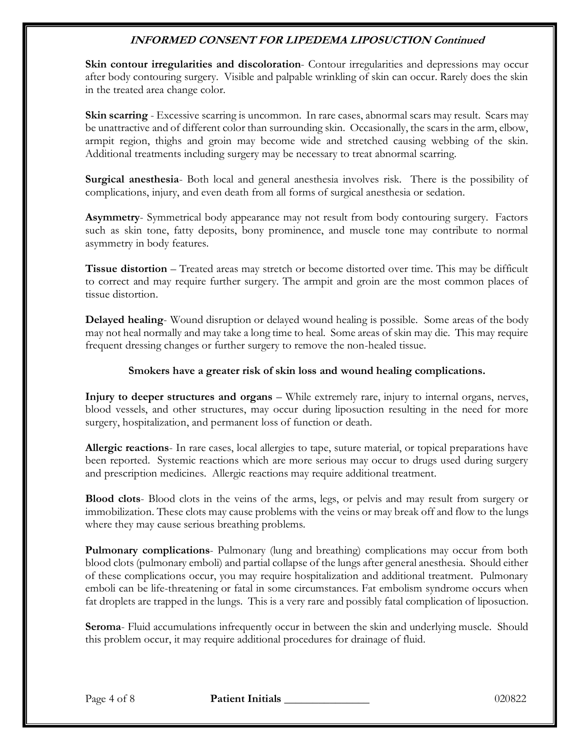**Skin contour irregularities and discoloration**- Contour irregularities and depressions may occur after body contouring surgery. Visible and palpable wrinkling of skin can occur. Rarely does the skin in the treated area change color.

**Skin scarring** - Excessive scarring is uncommon. In rare cases, abnormal scars may result. Scars may be unattractive and of different color than surrounding skin. Occasionally, the scars in the arm, elbow, armpit region, thighs and groin may become wide and stretched causing webbing of the skin. Additional treatments including surgery may be necessary to treat abnormal scarring.

**Surgical anesthesia**- Both local and general anesthesia involves risk. There is the possibility of complications, injury, and even death from all forms of surgical anesthesia or sedation.

**Asymmetry**- Symmetrical body appearance may not result from body contouring surgery. Factors such as skin tone, fatty deposits, bony prominence, and muscle tone may contribute to normal asymmetry in body features.

**Tissue distortion** – Treated areas may stretch or become distorted over time. This may be difficult to correct and may require further surgery. The armpit and groin are the most common places of tissue distortion.

**Delayed healing**- Wound disruption or delayed wound healing is possible. Some areas of the body may not heal normally and may take a long time to heal. Some areas of skin may die. This may require frequent dressing changes or further surgery to remove the non-healed tissue.

**Smokers have a greater risk of skin loss and wound healing complications.**

**Injury to deeper structures and organs** – While extremely rare, injury to internal organs, nerves, blood vessels, and other structures, may occur during liposuction resulting in the need for more surgery, hospitalization, and permanent loss of function or death.

**Allergic reactions**- In rare cases, local allergies to tape, suture material, or topical preparations have been reported. Systemic reactions which are more serious may occur to drugs used during surgery and prescription medicines. Allergic reactions may require additional treatment.

**Blood clots**- Blood clots in the veins of the arms, legs, or pelvis and may result from surgery or immobilization. These clots may cause problems with the veins or may break off and flow to the lungs where they may cause serious breathing problems.

**Pulmonary complications**- Pulmonary (lung and breathing) complications may occur from both blood clots (pulmonary emboli) and partial collapse of the lungs after general anesthesia. Should either of these complications occur, you may require hospitalization and additional treatment. Pulmonary emboli can be life-threatening or fatal in some circumstances. Fat embolism syndrome occurs when fat droplets are trapped in the lungs. This is a very rare and possibly fatal complication of liposuction.

**Seroma**- Fluid accumulations infrequently occur in between the skin and underlying muscle. Should this problem occur, it may require additional procedures for drainage of fluid.

**Patient Initials** _______________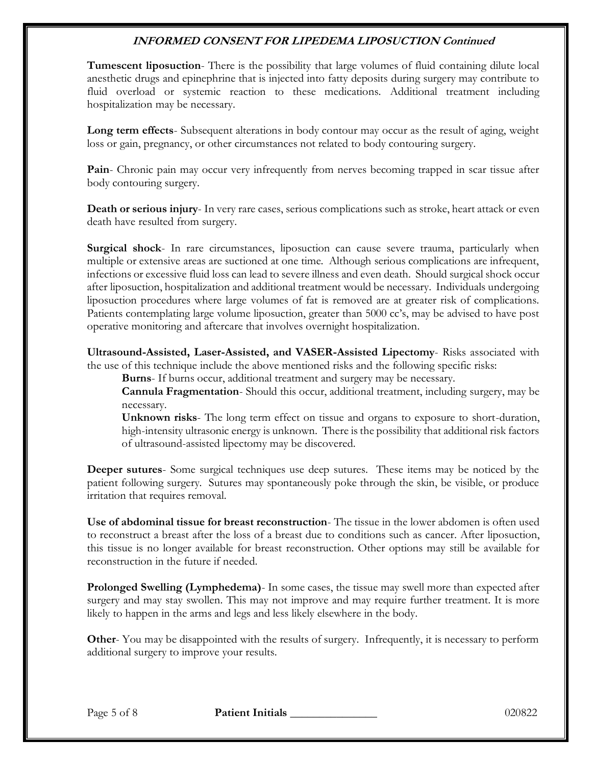**INFORMED CONSENT FOR LIPEDEMA LIPOSUCTION Continued**

**Tumescent liposuction**- There is the possibility that large volumes of fluid containing dilute local anesthetic drugs and epinephrine that is injected into fatty deposits during surgery may contribute to fluid overload or systemic reaction to these medications. Additional treatment including hospitalization may be necessary.

**Long term effects**- Subsequent alterations in body contour may occur as the result of aging, weight loss or gain, pregnancy, or other circumstances not related to body contouring surgery.

**Pain**- Chronic pain may occur very infrequently from nerves becoming trapped in scar tissue after body contouring surgery.

**Death or serious injury**- In very rare cases, serious complications such as stroke, heart attack or even death have resulted from surgery.

**Surgical shock**- In rare circumstances, liposuction can cause severe trauma, particularly when multiple or extensive areas are suctioned at one time. Although serious complications are infrequent, infections or excessive fluid loss can lead to severe illness and even death. Should surgical shock occur after liposuction, hospitalization and additional treatment would be necessary. Individuals undergoing liposuction procedures where large volumes of fat is removed are at greater risk of complications. Patients contemplating large volume liposuction, greater than 5000 cc's, may be advised to have post operative monitoring and aftercare that involves overnight hospitalization.

**Ultrasound-Assisted, Laser-Assisted, and VASER-Assisted Lipectomy**- Risks associated with the use of this technique include the above mentioned risks and the following specific risks:

**Burns**- If burns occur, additional treatment and surgery may be necessary.

**Cannula Fragmentation**- Should this occur, additional treatment, including surgery, may be necessary.

**Unknown risks**- The long term effect on tissue and organs to exposure to short-duration, high-intensity ultrasonic energy is unknown. There is the possibility that additional risk factors of ultrasound-assisted lipectomy may be discovered.

**Deeper sutures**- Some surgical techniques use deep sutures. These items may be noticed by the patient following surgery. Sutures may spontaneously poke through the skin, be visible, or produce irritation that requires removal.

**Use of abdominal tissue for breast reconstruction**- The tissue in the lower abdomen is often used to reconstruct a breast after the loss of a breast due to conditions such as cancer. After liposuction, this tissue is no longer available for breast reconstruction. Other options may still be available for reconstruction in the future if needed.

**Prolonged Swelling (Lymphedema)**- In some cases, the tissue may swell more than expected after surgery and may stay swollen. This may not improve and may require further treatment. It is more likely to happen in the arms and legs and less likely elsewhere in the body.

**Other**- You may be disappointed with the results of surgery. Infrequently, it is necessary to perform additional surgery to improve your results.

**Patient Initials** _______________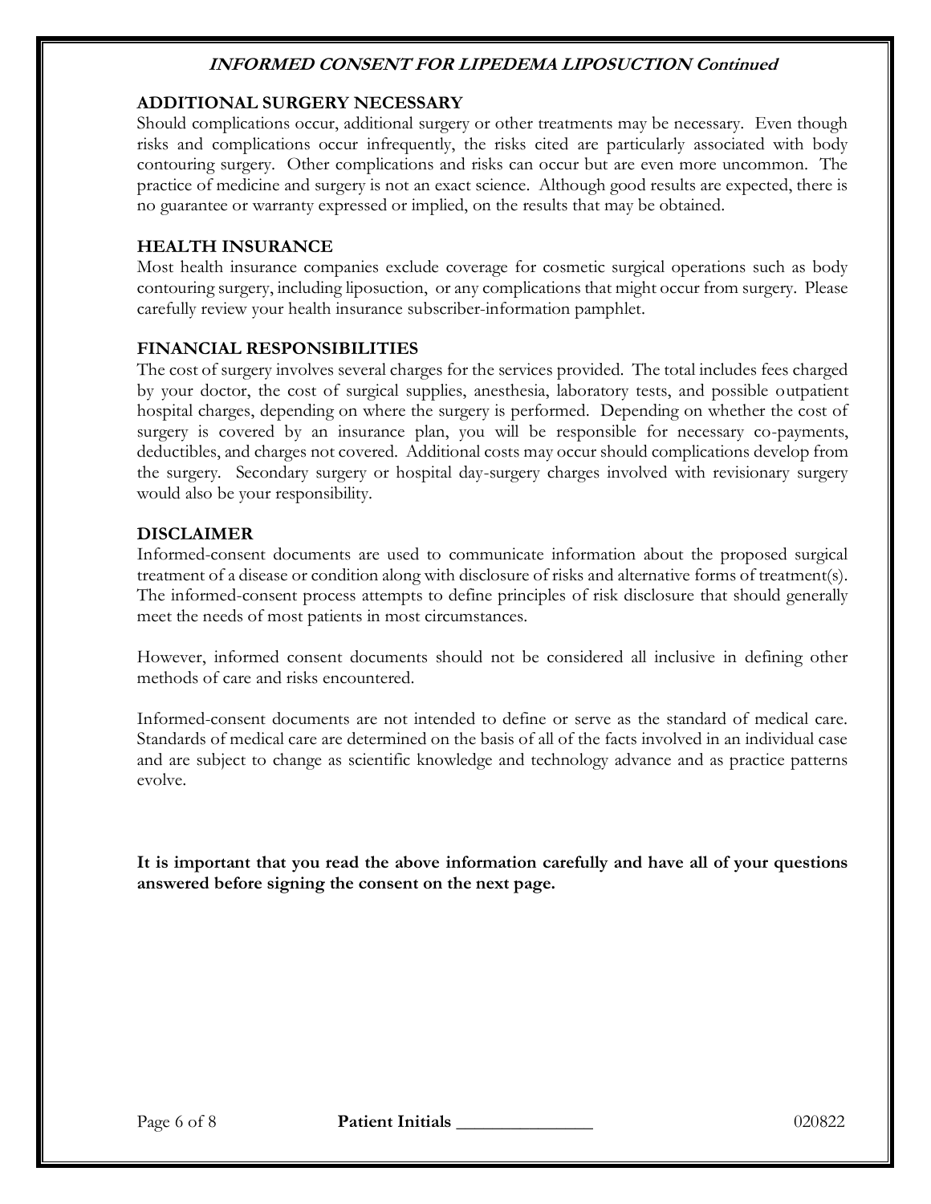## ADDITIONAL SURGERY NECESSARY

Should complications occur, additional surgery or other treatments may be necessary. Even though risks and complications occur infrequently, the risks cited are particularly associated with body contouring surgery. Other complications and risks can occur but are even more uncommon. The practice of medicine and surgery is not an exact science. Although good results are expected, there is no guarantee or warranty expressed or implied, on the results that may be obtained.

## HEALTH INSURANCE

Most health insurance companies exclude coverage for cosmetic surgical operations such as body contouring surgery, including liposuction, or any complications that might occur from surgery. Please carefully review your health insurance subscriber-information pamphlet.

## FINANCIAL RESPONSIBILITIES

The cost of surgery involves several charges for the services provided. The total includes fees charged by your doctor, the cost of surgical supplies, anesthesia, laboratory tests, and possible outpatient hospital charges, depending on where the surgery is performed. Depending on whether the cost of surgery is covered by an insurance plan, you will be responsible for necessary co-payments, deductibles, and charges not covered. Additional costs may occur should complications develop from the surgery. Secondary surgery or hospital day-surgery charges involved with revisionary surgery would also be your responsibility.

## DISCLAIMER

Informed-consent documents are used to communicate information about the proposed surgical treatment of a disease or condition along with disclosure of risks and alternative forms of treatment(s). The informed-consent process attempts to define principles of risk disclosure that should generally meet the needs of most patients in most circumstances.

However, informed consent documents should not be considered all inclusive in defining other methods of care and risks encountered.

Informed-consent documents are not intended to define or serve as the standard of medical care. Standards of medical care are determined on the basis of all of the facts involved in an individual case and are subject to change as scientific knowledge and technology advance and as practice patterns evolve.

**It is important that you read the above information carefully and have all of your questions answered before signing the consent on the next page.**

**Patient Initials** _______________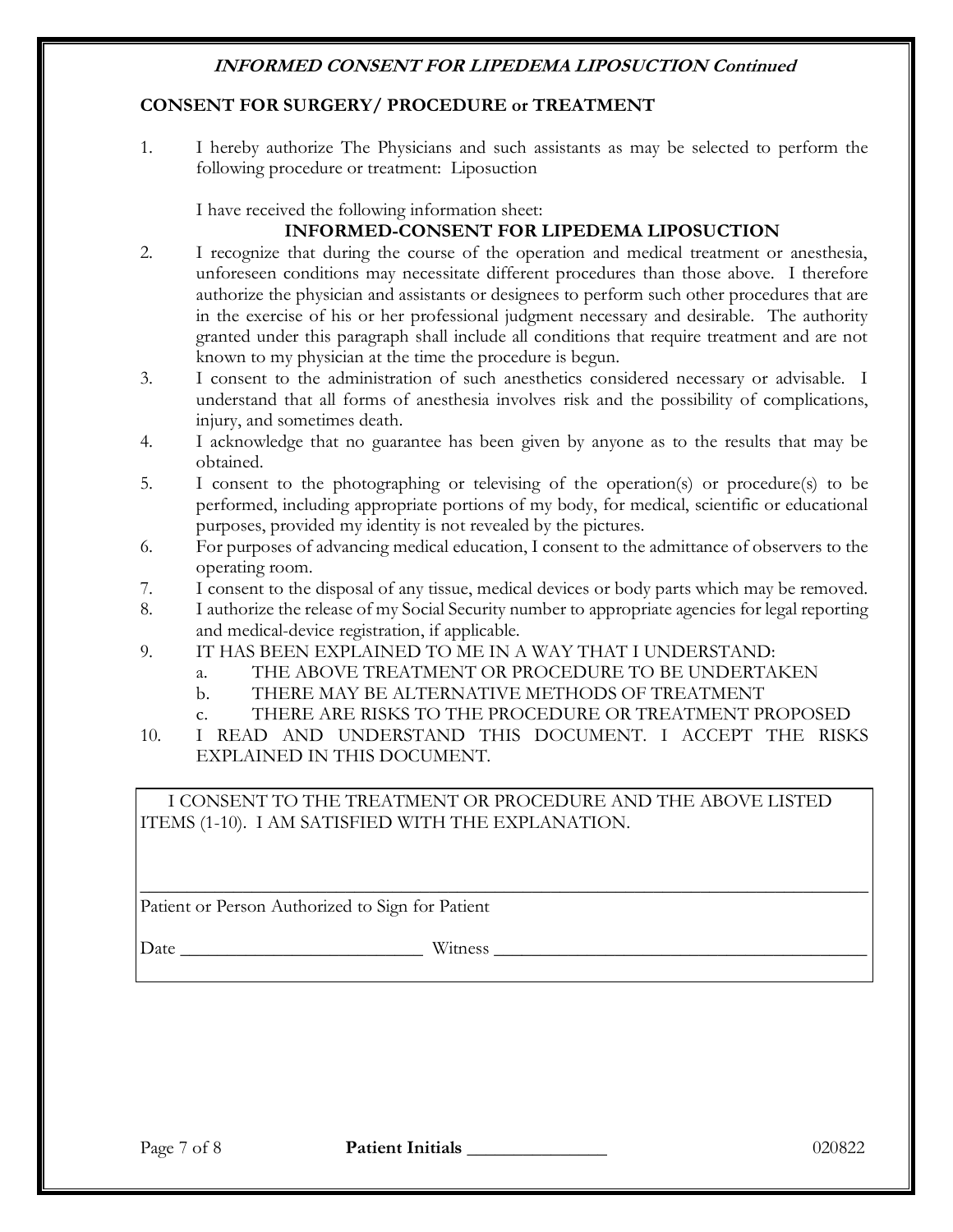## CONSENT FOR SURGERY/ PROCEDURE or TREATMENT

1. I hereby authorize The Physicians and such assistants as may be selected to perform the following procedure or treatment: Liposuction

   I have received the following information sheet:

   **INFORMED-CONSENT FOR LIPEDEMA LIPOSUCTION**

2. I recognize that during the course of the operation and medical treatment or anesthesia, unforeseen conditions may necessitate different procedures than those above. I therefore authorize the physician and assistants or designees to perform such other procedures that are in the exercise of his or her professional judgment necessary and desirable. The authority granted under this paragraph shall include all conditions that require treatment and are not known to my physician at the time the procedure is begun.
3. I consent to the administration of such anesthetics considered necessary or advisable. I understand that all forms of anesthesia involves risk and the possibility of complications, injury, and sometimes death.
4. I acknowledge that no guarantee has been given by anyone as to the results that may be obtained.
5. I consent to the photographing or televising of the operation(s) or procedure(s) to be performed, including appropriate portions of my body, for medical, scientific or educational purposes, provided my identity is not revealed by the pictures.
6. For purposes of advancing medical education, I consent to the admittance of observers to the operating room.
7. I consent to the disposal of any tissue, medical devices or body parts which may be removed.
8. I authorize the release of my Social Security number to appropriate agencies for legal reporting and medical-device registration, if applicable.
9. IT HAS BEEN EXPLAINED TO ME IN A WAY THAT I UNDERSTAND:
   a. THE ABOVE TREATMENT OR PROCEDURE TO BE UNDERTAKEN
   b. THERE MAY BE ALTERNATIVE METHODS OF TREATMENT
   c. THERE ARE RISKS TO THE PROCEDURE OR TREATMENT PROPOSED
10. I READ AND UNDERSTAND THIS DOCUMENT. I ACCEPT THE RISKS EXPLAINED IN THIS DOCUMENT.

I CONSENT TO THE TREATMENT OR PROCEDURE AND THE ABOVE LISTED ITEMS (1-10). I AM SATISFIED WITH THE EXPLANATION.

_______________________________________________

Patient or Person Authorized to Sign for Patient

Date ________________________ Witness ________________________________________

**Patient Initials** _______________ 020822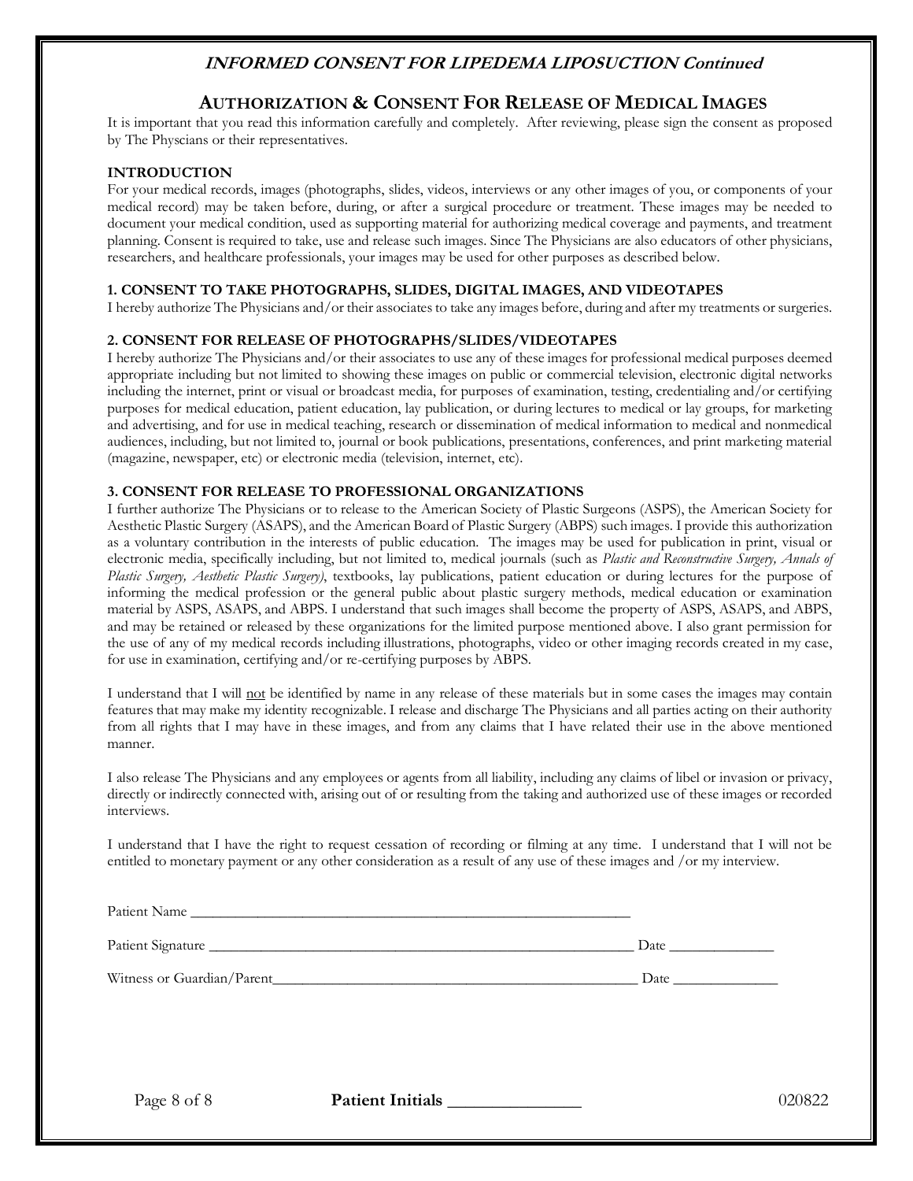***INFORMED CONSENT FOR LIPEDEMA LIPOSUCTION Continued***

## AUTHORIZATION & CONSENT FOR RELEASE OF MEDICAL IMAGES

It is important that you read this information carefully and completely. After reviewing, please sign the consent as proposed by The Physcians or their representatives.

**INTRODUCTION**

For your medical records, images (photographs, slides, videos, interviews or any other images of you, or components of your medical record) may be taken before, during, or after a surgical procedure or treatment. These images may be needed to document your medical condition, used as supporting material for authorizing medical coverage and payments, and treatment planning. Consent is required to take, use and release such images. Since The Physicians are also educators of other physicians, researchers, and healthcare professionals, your images may be used for other purposes as described below.

**1. CONSENT TO TAKE PHOTOGRAPHS, SLIDES, DIGITAL IMAGES, AND VIDEOTAPES**

I hereby authorize The Physicians and/or their associates to take any images before, during and after my treatments or surgeries.

**2. CONSENT FOR RELEASE OF PHOTOGRAPHS/SLIDES/VIDEOTAPES**

I hereby authorize The Physicians and/or their associates to use any of these images for professional medical purposes deemed appropriate including but not limited to showing these images on public or commercial television, electronic digital networks including the internet, print or visual or broadcast media, for purposes of examination, testing, credentialing and/or certifying purposes for medical education, patient education, lay publication, or during lectures to medical or lay groups, for marketing and advertising, and for use in medical teaching, research or dissemination of medical information to medical and nonmedical audiences, including, but not limited to, journal or book publications, presentations, conferences, and print marketing material (magazine, newspaper, etc) or electronic media (television, internet, etc).

**3. CONSENT FOR RELEASE TO PROFESSIONAL ORGANIZATIONS**

I further authorize The Physicians or to release to the American Society of Plastic Surgeons (ASPS), the American Society for Aesthetic Plastic Surgery (ASAPS), and the American Board of Plastic Surgery (ABPS) such images. I provide this authorization as a voluntary contribution in the interests of public education. The images may be used for publication in print, visual or electronic media, specifically including, but not limited to, medical journals (such as *Plastic and Reconstructive Surgery, Annals of Plastic Surgery, Aesthetic Plastic Surgery)*, textbooks, lay publications, patient education or during lectures for the purpose of informing the medical profession or the general public about plastic surgery methods, medical education or examination material by ASPS, ASAPS, and ABPS. I understand that such images shall become the property of ASPS, ASAPS, and ABPS, and may be retained or released by these organizations for the limited purpose mentioned above. I also grant permission for the use of any of my medical records including illustrations, photographs, video or other imaging records created in my case, for use in examination, certifying and/or re-certifying purposes by ABPS.

I understand that I will <u>not</u> be identified by name in any release of these materials but in some cases the images may contain features that may make my identity recognizable. I release and discharge The Physicians and all parties acting on their authority from all rights that I may have in these images, and from any claims that I have related their use in the above mentioned manner.

I also release The Physicians and any employees or agents from all liability, including any claims of libel or invasion or privacy, directly or indirectly connected with, arising out of or resulting from the taking and authorized use of these images or recorded interviews.

I understand that I have the right to request cessation of recording or filming at any time. I understand that I will not be entitled to monetary payment or any other consideration as a result of any use of these images and /or my interview.

Patient Name ____________________________________________________________

Patient Signature ___________________________________________________________ Date _____________

Witness or Guardian/Parent__________________________________________________ Date _____________

**Patient Initials ______________**

020822